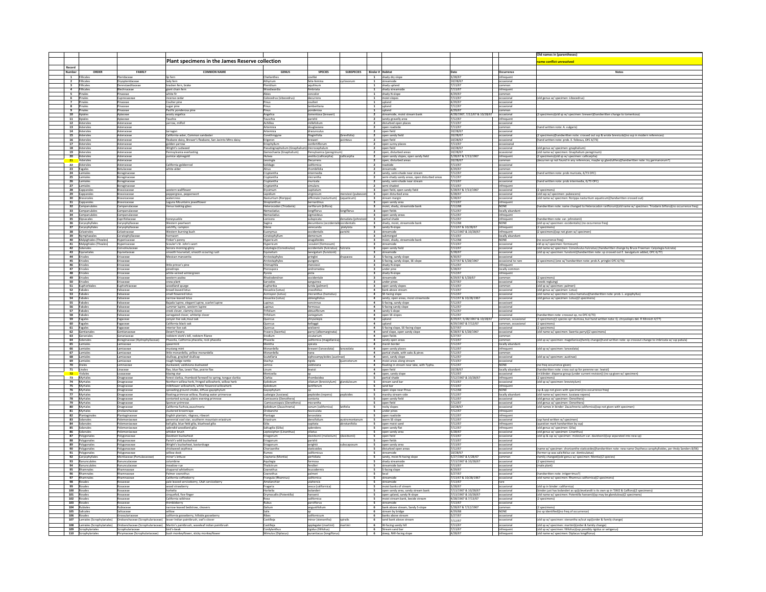| | | | | | | | | | | | Old names in (parentheses) |
|---|---|---|---|---|---|---|---|---|---|---|---|
| | | | **Plant specimens in the James Reserve collection** | | | | | | | | name conflict unresolved |
| **Record** | | | | | | | | | | | |
| **Number** | **ORDER** | **FAMILY** | **COMMON NAME** | **GENUS** | **SPECIES** | **SUBSPECIES** | **Binder #** | **Habitat** | **Date** | **Occurrence** | **Notes** |
| 1 | Filicales | Pteridaceae | lip fern | Cheilanthes | covillei | | 1 | shady dry slope | 5/28/67 | infrequent | |
| 2 | Filicales | Dryopteridaceae | lady fern | Athyrium | felix-femina | cyclosorum | 1 | streamside | 10/28/67 | occasional | |
| 3 | Filicales | Dennstaedtiaceae | bracken fern, brake | Pteridium | aquilinum | | 1 | shady upland | 7/13/67 | common | |
| 4 | Filicales | Blechnaceae | giant chain fern | Woodwardia | fimbriata | | 1 | shady streamside | 7/13/67 | infrequent | |
| 5 | Pinales | Pinaceae | white fir | Abies | concolor | | 1 | shady N-slope | 4/29/67 | common | |
| 6 | Pinales | Cupressaceae | incense cedar | Calocedrus (Libocedrus) | decurrens | | 1 | moist slopes | 7/13/67 | occasional | (old genus w/ specimen: Libocedrus) |
| 7 | Pinales | Pinaceae | Coulter pine | Pinus | coulteri | | 1 | upland | 4/29/67 | occasional | |
| 8 | Pinales | Pinaceae | sugar pine | Pinus | lambertiana | | 1 | upland | 7/12/67 | occasional | |
| 9 | Pinales | Pinaceae | Pacific ponderosa pine | Pinus | ponderosa | | 1 | upland | 4/29/67 | common | |
| 10 | Apiales | Apiaceae | woolly angelica | Angelica | tomentosa (breweri) | | 2 | streamside, moist stream bank | 4/28/1967, 7/12/67 & 10/28/67 | occasional | (3 specimens)(old sp w/ specimen: breweri)(handwritten change to tomentosa) |
| 11 | Apiales | Apiaceae | | Tauschia | parishii | | 2 | sandy-gravelly area | 7/12/67 | infrequent | |
| 12 | Asterales | Asteraceae | yarrow, milfoil | Achillea | millefolium | | 2 | disturbed open places | 7/13/67 | occasional | |
| 13 | Asterales | Asteraceae | | Artemisia | douglasiana | | 2 | open roadside | 7/13/67 | common | (hand written note: A. vulgaris) |
| 14 | Asterales | Asteraceae | tarragon | Artemisia | dracunculus | | 2 | open field | 10/28/67 | occasional | |
| 15 | Asterales | Asteraceae | California-aster, Common sandaster | Corethrogyne | filaginifolia | (brevifolia) | 2 | open sandy field | 10/28/67 | occasional | (2 specimens)(handwritten note: crossed out ssp & wrote breviculа)(no ssp in modern references) |
| 16 | Asterales | Asteraceae | fleabane daisy, Brewer's fleabane, San Jacinto Mtns daisy | Erigeron | breweri | jacinteus | 2 | open field | 10/28/67 | occasional | (hand written note: prob. E. foliosus, OFC 6/73) |
| 17 | Asterales | Asteraceae | golden-yarrow | Eriophyllum | confertiflorum | | 2 | open sunny places | 7/13/67 | occasional | |
| 18 | Asterales | Asteraceae | Wright's cudweed | Pseudognaphalium (Gnaphalium) | microcephalum | | 2 | open field | 10/28/67 | occasional | (old genus w/ specimen: gnaphalium) |
| 19 | Asterales | Asteraceae | Pennsylvania everlasting | Gamochaeta (Gnaphalium) | Pensylvanica (peregrinum) | | 2 | open, disturbed areas | 10/28/67 | ocassional | (old name w/ specimen: Gnaphalium peregrinum) |
| 20 | Asterales | Asteraceae | pumice alpinegold | Hulsea | vestita (callicarpha) | callicarpha | 2 | open sandy slopes, open sandy field | 5/28/67 & 7/13/1967 | infrequent | (2 specimens)(old sp w/ specimen: callicarpha) |
| 21 | Asterales | Asteraceae | | Lessingia | Decurrens | | 2 | open, disturbed areas | 10/28/67 | common | (decurren sp not found in any references, maybe sp glandulifera)(handwritten note: try germanorum?) |
| 22 | Asterales | Asteraceae | California goldenrod | Solidago | californica | | 2 | roadside | 7/13/67 | occasional | |
| 23 | Fagales | Betulaceae | white alder | Alnus | rhombifolia | | 2 | streamside | 4/29/67 | common | |
| 24 | Lamiales | Boraginaceae | | Cryptantha | intermedia | | 2 | sandy, semi-shade near stream | 7/12/67 | occasional | (hand written note: prob muricata, 6/73 OFC) |
| 25 | Lamiales | Boraginaceae | | Cryptantha | micrantha | | 2 | semi-shady sandy areas, open disturbed areas | 7/12/67 | occasional | |
| 26 | Lamiales | Boraginaceae | | Cryptantha | muricata | | 2 | sandy, semi-shade near stream | 7/13/67 | occasional | (hand written note: prob intermedia, 6/73 OFC) |
| 27 | Lamiales | Boraginaceae | | Cryptantha | simulans | | 2 | semi-shaded | 7/13/67 | infrequent | |
| 28 | Capparales | Brassicaceae | western wallflower | Erysimum | capitatum | | 3 | open field, open sandy field | 5/28/67 & 7/13/1967 | occasional | (2 specimens) |
| 29 | Capparales | Brassicaceae | peppergrass, pepperwort | Lepidium | virginicum | menziesii (pubescens) | 3 | open disturbed area | 5/28/67 | occasional | (old ssp w/ specimen: pubescens) |
| 30 | Brassicales | Brassicaceae | watercress | Nasturtium (Rorippa) | officinale (nasturtium) | (aquaticum) | 3 | stream margin | 5/28/67 | occasional | (old name w/ specimen: Rorippa nasturtium aquaticum)(handwritten crossed out) |
| 31 | Capparales | Brassicaceae | Laguna Mountains jewelflower | Streptanthus | bernardinus | | 3 | open sandy area | 7/13/67 | infrequent | |
| 32 | Campanulales | Campanulaceae | rimus looking-glass | Heterocodon (Triodanis) | rariflorum (biflora) | | 3 | moist, shady, streamside bank | 7/12/68 | NONE | (handwritten note: name changed to Heterocodon rariflorum)(old name w/ specimen: Triodanis biflora)(no occurrence freq) |
| 33 | Campanulales | Campanulaceae | | Nemacladus | longiflorus | longiflorus | 3 | open fields | 7/12/67 | locally abundant | |
| 34 | Campanulales | Campanulaceae | | Nemacladus | sigmoideus | | 3 | open sandy areas | 7/12/67 | infrequent | |
| 35 | Dipsacales | Caprifoliaceae | honeysuckle | Lonicera | subspicata | denudata (johnstonii) | 3 | partial shade | 7/12/67 | infrequent | (handwritten note: var. johnstonii) |
| 36 | Caryophyllales | Caryophyllaceae | Western pearlwort | Sagina | decumbens (occidentalis) | occidentalis | 3 | shady, moist, streamside bank | 7/12/68 | NONE | (old sp w/ specimen: occidentalis) (no occurrence freq) |
| 37 | Caryophyllales | Caryophyllaceae | catchfly, campion | Silene | verecunda | platyota | 3 | sandy N-slope | 7/13/67 & 10/28/67 | infrequent | (2 specimens) |
| 38 | Celastrales | Celastraceae | Western burning bush | Euonymus | occidentalis | parishii | 3 | streamside | 7/12/1967 & 10/28/67 | infrequent | (2 specimens)(ssp not given w/ specimen) |
| 39 | Nymphaeales | Ceratophyllaceae | hornwort | Ceratophyllum | demersum | | 3 | submerged | 7/13/67 | locally abundant | |
| 40 | Malpighiales (Theales) | Hypericaceae | Tinker's-penny | Hypericum | anagalloides | | 3 | moist, shady, streamside bank | 7/12/68 | NONE | (no occurrence freq) |
| 41 | Malpighiales (Theales) | Hypericaceae | Scouler's St. John's wort | Hypericum | scouleri (formosum) | | 3 | streamside | 7/13/67 | occasional | old sp w/ specimen: formosum) |
| 42 | Solanales | Convolvulaceae | Sonora morning-glory | Calystegia (Convolvulus) | occidentalis (fulcratus) | fulcrata | 3 | open sandy field | 7/13/67 | occasional | (old name w/ specimen: Convolvulus fulcratus) (handwritten change by Bruce Freeman: Calystegia fulcrata) |
| 43 | Equisetales | Equisetaceae | smooth horsetail, smooth scouring rush | Equisetum | laevigatum (funstonii) | | 3 | streamside | 5/28/67 | occasional | (old sp w/ specimen: funstonii)(handwritten note: sp crossed out E. laevigatum added, OFC 6/77) |
| 44 | Ericales | Ericaceae | Mexican manzanita | Arctostaphylos | pringlei | drupacea | 3 | S-facing, sandy slope | 4/30/67 | occasional | |
| 45 | Ericales | Ericaceae | | Arctostaphylos | pungens | | 3 | S-facing, sandy slope, SE-slope | 5/27/67 & 5/28/1967 | occasional to rare | (2 specimens) (one w/ handwritten note: prob A. pringlei OFC 6/73) |
| 46 | Ericales | Ericaceae | little prince's pine | Chimaphila | menziesii | | 3 | shady N-slope | 7/12/67 | infrequent | |
| 47 | Ericales | Ericaceae | pinedrops | Pterospora | andromedea | | 3 | under pine | 5/28/67 | locally common | |
| 48 | Ericales | Ericaceae | white-veined wintergreen | Pyrola | picta | | 3 | shady N-slope | 7/12/67 | infrequent | |
| 49 | Ericales | Ericaceae | western azalea | Rhododendron | occidentale | | 3 | streamside | 4/29/67 & 5/28/67 | common | (2 specimens) |
| 50 | Ericales | Ericaceae | snow plant | Sarcodes | sanguinea | | 3 | under pines | 5/27/67 | occasional | (needs regluing) |
| 51 | Euphorbiales | Euphorbiaceae | woodland spurge | Euphorbia | lurida (palmeri) | | 3 | open sandy slopes | 7/13/67 | common | (old sp w/ specimen: palmeri) |
| 52 | Fabales | Fabaceae | broad-leaved lotus | Hosackia (Lotus) | crassifolius | | 4 | bank above stream | 7/13/67 | occasional | (old genus w/ specimen: Lotus) |
| 53 | Fabales | Fabaceae | small flowered lotus | Acmispon (Lotus) | micranthus (hamatus) | | 4 | SE-facing slope | 7/12/67 | occasional | (old name w/ specimen: Lotus hamatus)(handwritten note: prob. L. argophyllus) |
| 54 | Fabales | Fabaceae | narrow-leaved lotus | Hosackia (Lotus) | oblongifolius | | 4 | sandy, open areas, moist streamside | 7/12/67 & 10/28/1967 | occasional | (old genus w/ specimen: Lotus)(2 specimens) |
| 55 | Fabales | Fabaceae | Bajada lupine, elegant lupine, scarlet lupine | Lupinus | concinnus | | 4 | S-facing, sandy slope | 7/12/67 | occasional | |
| 56 | Fabales | Fabaceae | summer lupine, western lupine | Lupinus | formosus | | 4 | S-facing sandy slope | 7/12/67 | occasional | |
| 57 | Fabales | Fabaceae | creek clover, clammy clover | Trifolium | obtusiflorum | | 4 | sandy S-slope | 7/12/67 | occasional | |
| 58 | Fabales | Fabaceae | variegated clover, whitetip clover | Trifolium | variegatum | | 4 | open SE-slopes | 7/12/67 | occasional | (handwritten note: crossout sp, no OFC 6/73) |
| 59 | Fagales | Fagaceae | canyon live oak, maul oak | Quercus | chrysolepis | | 4 | upland | 4/29/67, 5/28/1967 & 10/28/67 | common, occasional | (3 specimens)(1 species sp= dumosa, but hand written note: Q. chrysolepis det. R Minnich 4/77) |
| 60 | Fagales | Fagaceae | California black oak | Quercus | kelloggii | | 4 | upland | 4/29/1967 & 7/12/67 | common, occasional | (2 specimens) |
| 61 | Fagales | Fagaceae | interior live oak | Quercus | wislizenii | | 4 | S-facing slope, SE-facing slope | 5/27/67 | occasional | (2 specimens) |
| 62 | Gentianales | Gentianaceae | Desert frasera | Frasera (Swertia) | parryi (albomarginata) | | 4 | sand slope, open sandy slope | 4/28/67 & 5/28/1967 | occasional | (old name w/ specimen: Swertia parryi)(2 specimens) |
| 63 | Geraniales | Geraniaceae | redstem stork's bill, redstem filaree | Erodium | cicutarium | | 4 | open fields | 5/27/67 | common | |
| 64 | Solanales | Boraginaceae (Hydrophyllaceae) | Phacelia, California phacelia, rock phacelia | Phacelia | californica (magellanica) | | 4 | sandy open areas | 7/13/67 | common | (old sp w/ specimen: magellanica)(family change)(hand written note: sp crossout change to imbricata w/ ssp patula) |
| 65 | Lamiales | Lamiaceae | spearmint | Mentha | spicata | | 4 | marsh border | 7/12/67 | locally abundant | |
| 66 | Lamiales | Lamiaceae | mustang mint | Monardella | breweri (lanceolata) | lanceolata | 4 | open sandy places | 7/12/67 | infrequent | (old sp w/ specimen: lanceolata) |
| 67 | Lamiales | Lamiaceae | little monardella, yellow monardella | Monardella | nana | | 4 | partial shade, with oaks & pines | 7/12/67 | common | |
| 68 | Lamiales | Lamiaceae | skullcap, grayleaf skullcap | Scutellaria | siphocampyloides (austinae) | | 4 | west, sandy slope | 7/12/67 | occasional | (old sp w/ specimen: austinae) |
| 69 | Lamiales | Lamiaceae | rough hedge nettle | Stachys | rigida | quercetorum | 4 | moist areas along stream | 7/13/67 | occasional | |
| 70 | Arales | Lemnaceae | duckweed, valdiviana duckweed | Lemna | valdiviana | | 4 | floating in stream near lake, with Typha. | 7/12/67 | NONE | (no freq occurrence given) |
| 71 | Linales | Linaceae | flax, blue flax, Lewis' flax, prairie flax | Linum | lewisii | | 4 | open field | 10/28/67 | locally abundant | (handwritten note: cross out sp for perenne var. lewisii) |
| 72 | Violales | Loasaceae | blazing star | Mentzelia | sp | | 4 | open, sandy slope | 7/12/67 | occasional | (in binder: dispersa group (under current revision)) (no sp given w/ specimen) |
| 73 | Myrtales | Onagraceae | forest clarkia, rhomboid farewell to spring, tongue clarkia | Clarkia | rhomboidea | | 5 | partial shade | 7/12/1967 & 10/28/67 | infrequent | (2 specimens) |
| 74 | Myrtales | Onagraceae | Northern willow herb, fringed willowherb, willow herb | Epilobium | ciliatum (brevistylum) | glandulosum | 5 | stream sand bar | 7/13/67 | occasional | (old sp w/ specimen: brevistylum) |
| 75 | Myrtales | Onagraceae | milkflower willowherb, white flowered willowherb | Epilobium | lactiflorum | | 5 | sand bar | 7/13/67 | infrequent | |
| 76 | Myrtales | Onagraceae | spreading ground smoke, diffuse gayophytum | Gayophytum | sp | | 5 | open slope near Pinus | 7/12/68 | NONE | (sp & spp not given with specimen)(no occurrence freq) |
| 77 | Myrtales | Onagraceae | floating primrose willow, floating water primerose | Ludwigia (Jussiaea) | peploides (repens) | peploides | 5 | marshy stream-side | 7/12/67 | locally abundant | (old name w/ specimen: Jussiaea repens) |
| 78 | Myrtales | Onagraceae | contorted suncup, plains evening primrose | Camissonia (Oenothera) | contorta | | 5 | open sandy field | 7/12/67 | occasional | (old genus w/ specimen: Oenothera) |
| 79 | Myrtales | Onagraceae | Spencer primrose | Camissoniopsis (Oenothera) | micrantha | | 5 | open field | 7/12/67 | occasional | (old genus w/ specimen: Oenothera) |
| 80 | Myrtales | Onagraceae | California fuchsia,zauschneria | Epilobium (Zauschneria) | canum (californica) | latifolia | 5 | rocky slopes | 10/28/67 | occasional | (old names in binder: Zauschneria californica)(ssp not given with specimen) |
| 81 | Myrtales | Orobanchaceae | clustered broomrape | Orobanche | fasciculata | | 5 | under pines | 7/12/67 | infrequent | |
| 82 | Plantaginales | Plantaginaceae | English plantain, ribgrass, ribwort | Plantago | lanceolata | | 5 | open roadside | 7/12/67 | infrequent | |
| 83 | Solanales | Polemoniaceae | perennial wool star, southern mountain eriastrum | Eriastrum | densifolium | austromontanum | 5 | warm SE-slope | 7/12/67 | occasional | (ssp hand written w/ specimen) |
| 84 | Solanales | Polemoniaceae | ball gilia, blue field gilia, bluehead gilia | Gilia | capitata | abrotanifolia | 5 | open moist sand | 7/12/67 | infrequent | (question mark handwritten by ssp) |
| 85 | Solanales | Polemoniaceae | splendid woodland gilia | Saltugilia (Gilia) | splendens | | 5 | open sandy flat | 7/12/67 | infrequent | (old genus w/ specimen: Gilia) |
| 86 | Solanales | Polemoniaceae | whisker brush | Leptosiphon (Linanthus) | ciliatus | | 5 | open sandy area | 5/28/67 | occasional | (old genus w/ specimen: Linanthus) |
| 87 | Polygonales | Polygonaceae | Davidson buckwheat | Eriogonum | davidsonii (molestum) | (davidsonii) | 5 | open field | 7/13/67 | occasional | (old sp & ssp w/ specimen: molestum var. davidsonii)(ssp separated into new sp) |
| 88 | Polygonales | Polygonaceae | Parish's wild buckwheat | Eriogonum | parishii | | 5 | open fields | 7/13/67 | occasional | |
| 89 | Polygonales | Polygonaceae | Wright's buckwheat, bastardsage | Eriogonum | wrightii | subscaposum | 5 | open sandy area | 7/13/67 | occasional | |
| 90 | Polygonales | Polygonaceae | chickweed oxytheca | Chorizanthe | staticoides | | 5 | disturbed open areas | 7/12/67 | occasional | (name w/ specimen: chorizanthe staticoides)(handwritten note: new name Oxytheca carophylloides, per Andy Sanders 8/06) |
| 91 | Polygonales | Polygonaceae | willow dock | Rumex | californicus | | 5 | streamside | 10/28/67 | occasional | (former sp was salicifolius var. denticulatus) |
| 92 | Caryophyllales | Montiaceae (Portulacaceae) | miner's lettuce | Claytonia (Montia) | perfoliata | | 5 | sandy, moist N-facing slope | 5/27/1967 & 5/28/67 | common | (family changed)(old genus w/ specimen: Montia)(2 species) |
| 93 | Ranunculales | Ranunculaceae | columbine | Aquilegia | formosa | | 5 | shady streamside | 7/13/1967 & 10/28/67 | occasional | (2 specimens) |
| 94 | Ranunculales | Ranunculaceae | meadow-rue | Thalictrum | fendleri | | 5 | streamside bank | 7/13/67 | occasional | (male plant) |
| 95 | Rhamnales | Rhamnaceae | chaparral whitethorn | Ceanothus | leucodermis | | 5 | S-facing slope | 4/29/67 | occasional | |
| 96 | Rhamnales | Rhamnaceae | Palmer ceanothus | Ceanothus | palmeri | | 5 | local | 5/27/67 | occasional | (handwritten note: integerrimus?) |
| 97 | Rhamnales | Rhamnaceae | California coffeeberry | Frangula (Rhamnus) | californica | | 5 | streamside | 7/13/67 & 10/28/1967 | occasional | (old name w/ specimen: Rhamnus californica)(2 specimens) |
| 98 | Rosales | Rosaceae | pale leaved serviceberry, Utah serviceberry | Amelanchier | utahensis | | 5 | streamside | 7/13/67 | rare | |
| 99 | Rosales | Rosaceae | wood strawberry | Fragaria | vesca (californica) | | 5 | moist banks of stream | 5/28/67 | occasional | (old sp in binder: californica) |
| 100 | Rosales | Rosaceae | horkelia | Horkelia | bolanderi | | 5 | open sandy area, sandy stream bank | 7/13/1967 & 10/28/67 | occasional | (binder just has bolanderi as sp)(clevelandii is its own sp in TJM2 & Calflora)(2 specimens) |
| 101 | Rosales | Rosaceae | cinquefoil, five-finger | Drymocallis (Potentilla) | hansenii | | 5 | open upland, sandy N-slope | 7/13/1967 & 10/28/67 | occasional | (old name w/ specimen: Potentilla hansenii)(sp may be glandulosa)(2 specimens) |
| 102 | Rosales | Rosaceae | California wildrose | Rosa | californica | | 5 | moist stream bank, beside stream | 4/28/1967 & 7/13/67 | occasional | (2 specimens) |
| 103 | Rosales | Rosaceae | thimbleberry | Rubus | parviflorus | | 5 | streamside | 7/13/67 | occasional | |
| 104 | Rubiales | Rubiaceae | narrow-leaved bedstraw, cleavers | Galium | angustifolium | | 6 | bank above stream, Sandy S-slope | 5/28/67 & 7/12/1967 | common | (2 specimens) |
| 105 | Salicales | Salicaceae | willow | Salix | sp | | 6 | stream by bridge | 4/29/68 | NONE | (no sp identified)(no freq of occurrence) |
| 106 | Rosales | Grossulariaceae | california gooseberry, hillside gooseberry | Ribes | californicum | | 6 | banks above stream | 5/27/67 | occasional | |
| 107 | Lamiales (Scrophylariales) | Orobanchaceae (Scrophulariaceae) | lesser Indian paintbrush, owl's-clover | Castilleja | minor (stenantha) | spiralis | 6 | sand bank above stream | 7/13/67 | occasional | (old sp w/ specimen: stenantha w/out ssp)(order & family change) |
| 108 | Lamiales (Scrophylariales) | Orobanchaceae (Scrophulariaceae) | Martin's paintbrush, waveleaf indian paintbrush | Castilleja | applegatei (martinii) | martinii | 6 | W-facing sandy hill | 7/13/67 | occasional | (old sp w/ specimen: martinii)(order & family change) |
| 109 | Scrophylariales | Scrophulariaceae | bird's-beak | Cordylanthus | rigidus (filifolius) | | 6 | Stream sand bar | 7/13/67 | infrequent | (old sp w/ specimen: filifolius)(ssp possibly rigidus or setigerus) |
| 110 | Scrophylariales | Phrymaceae (Scrophulariaceae) | bush monkeyflower, sticky monkeyflower | Mimulus (Diplacus) | aurantiacus (longiflorus) | | 6 | steep, NW-facing slope | 4/28/67 | infrequent | (old name w/ specimen: Diplacus longiflorus) |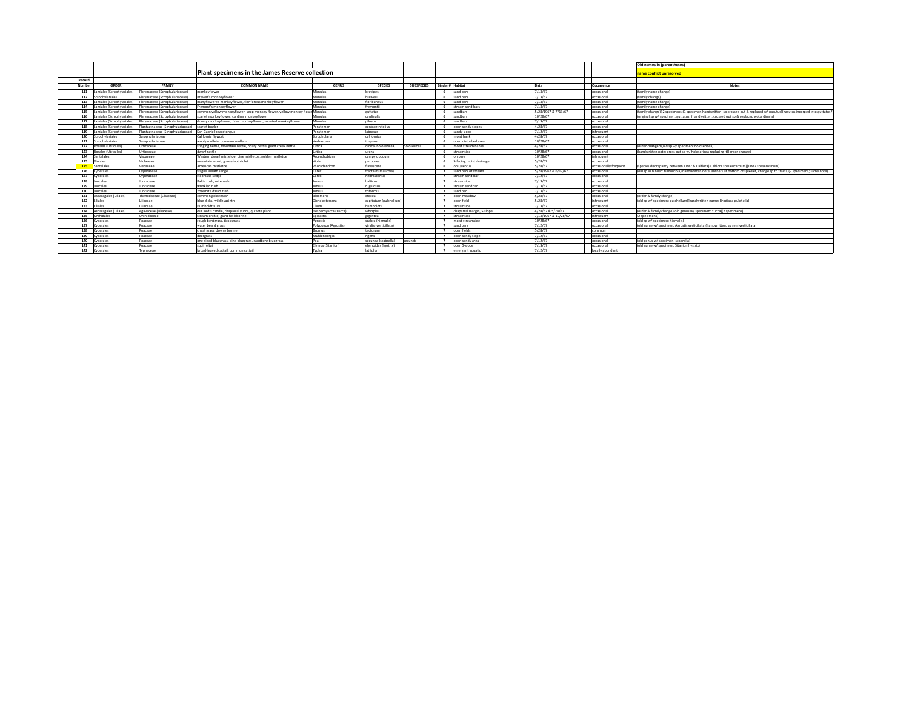| | | | | | | | | | | | | Old names in (parentheses) |
|---|---|---|---|---|---|---|---|---|---|---|---|---|
| | | | Plant specimens in the James Reserve collection | | | | | | | | | name conflict unresolved |
| Record Number | ORDER | FAMILY | COMMON NAME | GENUS | SPECIES | SUBSPECIES | Binder # | Habitat | Date | | Occurrence | Notes |
| 111 | Lamiales (Scrophylariales) | Phrymaceae (Scrophulariaceae) | monkeyflower | Mimulus | breviper | | 6 | sand bars | 7/13/67 | | occasional | (family name change) |
| 112 | Scrophylariales | Phrymaceae (Scrophulariaceae) | Brewer's monkeyflower | Mimulus | breweri | | 6 | sand bars | 7/13/67 | | occasional | (family change) |
| 113 | Lamiales (Scrophylariales) | Phrymaceae (Scrophulariaceae) | manyflowered monkeyflower, floriferous monkeyflower | Mimulus | floribundus | | 6 | sand bars | 7/13/67 | | occasional | (family name change) |
| 114 | Lamiales (Scrophylariales) | Phrymaceae (Scrophulariaceae) | Fremont's monkeyflower | Mimulus | fremontii | | 6 | stream sand bars | 7/13/67 | | occasional | (family name change) |
| 115 | Lamiales (Scrophylariales) | Phrymaceae (Scrophulariaceae) | common yellow monkeyflower, seep monkey flower, yellow monkey flower | Mimulus | guttatus | | 6 | sandbars | 5/28/1967 & 7/13/67 | | occasional | (family change)(2 specimens)(1 specimen handwritten: sp crossed out & replaced w/ nasutus)(nasutus incorpod into guttatus?) |
| 116 | Lamiales (Scrophylariales) | Phrymaceae (Scrophulariaceae) | scarlet monkeyflower, cardinal monkeyflower | Mimulus | cardinalis | | 6 | sandbars | 10/28/67 | | occasional | (original sp w/ specimen: guttatus) (handwritten: crossed out sp & replaced w/cardinalis) |
| 117 | Lamiales (Scrophylariales) | Phrymaceae (Scrophulariaceae) | downy monkeyflower, false monkeyflower, snouted monkeyflower | Mimulus | pilosus | | 6 | sandbars | 7/13/67 | | occasional | |
| 118 | Lamiales (Scrophylariales) | Plantaginaceae (Scrophulariaceae) | scarlet bugler | Penstemon | centranthifolius | | 6 | open sandy slopes | 4/28/67 | | occasional | |
| 119 | Lamiales (Scrophylariales) | Plantaginaceae (Scrophulariaceae) | San Gabriel beardtongue | Penstemon | labrosus | | 6 | sandy slope | 7/12/67 | | infrequent | |
| 120 | Scrophylariales | Scrophulariaceae | California figwort | Scrophularia | californica | | 6 | moist bank | 4/28/67 | | occasional | |
| 121 | Scrophylariales | Scrophulariaceae | wooly mullein, common mullein | Verbascum | thapsus | | 6 | open disturbed area | 10/28/67 | | occasional | |
| 122 | Rosales (Urticales) | Urticaceae | stinging nettle, mountain nettle, hoary nettle, giant creek nettle | Urtica | dioica (holosericea) | holosericea | 6 | moist stream banks | 4/28/67 | | occasional | (order changed)(old sp w/ specimen: holosericea) |
| 123 | Rosales (Urticales) | Urticaceae | dwarf nettle | Urtica | urens | | 6 | streamside | 10/28/67 | | occasional | (handwritten note: cross out sp w/ holosericea replacing it)(order change) |
| 124 | Santalales | Viscaceae | Western dwarf mistletoe, pine mistletoe, golden mistletoe | Arceuthobium | campylopodum | | 6 | on pine | 10/28/67 | | infrequent | |
| 125 | Violales | Violaceae | mountain violet, goosefoot violet | Viola | purpurea | | 6 | S-facing moist drainage | 5/28/67 | | occasional | |
| 125 | Santalales | Viscaceae | American mistletoe | Phoradendron | flavescens | | 6 | on Quercus | 5/28/67 | | occasionally frequent | (species discrepancy between TJM2 & Calflora)(Calflora sp=Leucarpum)(TJM2 sp=serotinum) |
| 126 | Cyperales | Cyperaceae | fragile sheath sedge | Carex | fracta (tumulicola) | | 7 | sand bars of stream | 5/28/1967 & 6/12/67 | | occasional | (old sp in binder: tumulicola)(handwritten note: anthers at bottom of spikelet, change sp to fracta)(2 specimens; same note) |
| 127 | Cyperales | Cyperaceae | Nebraska sedge | Carex | nebrascensis | | 7 | stream sand bar | 7/12/67 | | occasional | |
| 128 | Juncales | Juncaceae | Baltic rush, wire rush | Juncus | balticus | | 7 | streamside | 7/13/67 | | occasional | |
| 129 | Juncales | Juncaceae | wrinkled rush | Juncus | rugulosus | | 7 | stream sandbar | 7/13/67 | | occasional | |
| 130 | Juncales | Juncaceae | Yosemite dwarf rush | Juncus | triformis | | 7 | sand bar | 7/13/67 | | occasional | |
| 131 | Asparagales (Liliales) | Themidaceae (Liliaceae) | common goldenstar | Bloomeria | crocea | | 7 | open meadow | 5/28/67 | | occasional | (order & family change) |
| 132 | Liliales | Liliaceae | blue dicks, wild hyacinth | Dichelostemma | capitatum (pulchellum) | | 7 | open field | 5/28/67 | | infrequent | (old sp w/ specimen: pulchellum)(handwritten name: Brodiaea pulchella) |
| 133 | Liliales | Liliaceae | Humboldt's lily | Lilium | humboldtii | | 7 | streamside | 7/13/67 | | occasional | |
| 134 | Asparagales (Liliales) | Agavaceae (Liliaceae) | our lord's candle, chaparral yucca, quixote plant | Hesperoyucca (Yucca) | whipplei | | 7 | chaparral margin, S-slope | 4/28/67 & 5/28/67 | | occasional | (order & family change)(old genus w/ specimen: Yucca)(2 specimens) |
| 135 | Orchidales | Orchidaceae | stream orchid, giant helleborine | Epipactis | gigantea | | 7 | streamside | 7/13/1967 & 10/28/67 | | infrequent | (2 specimens) |
| 136 | Cyperales | Poaceae | rough bentgrass, ticklegrass | Agrostis | scabra (hiemalis) | | 7 | moist streamside | 10/28/67 | | occasional | (old sp w/ specimen: hiemalis) |
| 137 | Cyperales | Poaceae | water beard grass | Polypogon (Agrostis) | viridis (verticillata) | | 7 | sand bars | 7/12/67 | | occasional | (old name w/ specimen: Agrostis verticillata)(handwritten: sp semiverticillata) |
| 138 | Cyperales | Poaceae | cheat grass, downy brome | Bromus | tectorum | | 7 | open fields | 5/28/67 | | common | |
| 139 | Cyperales | Poaceae | deergrass | Muhlenbergia | rigens | | 7 | open sandy slope | 7/12/67 | | occasional | |
| 140 | Cyperales | Poaceae | one-sided bluegrass, pine bluegrass, sandberg bluegrass | Poa | secunda (scabrella) | secunda | 7 | open sandy area | 7/12/67 | | occasional | (old genus w/ specimen: scabrella) |
| 141 | Cyperales | Poaceae | squirreltail | Elymus (Sitanion) | elymoides (hystrix) | | 7 | open S-slope | 7/13/67 | | occasional | (old name w/ specimen: Sitanion hystrix) |
| 142 | Cyperales | Typhaceae | broad-leaved cattail, common cattail | Typha | latifolia | | 7 | emergent aquatic | 7/12/67 | | locally abundant | |